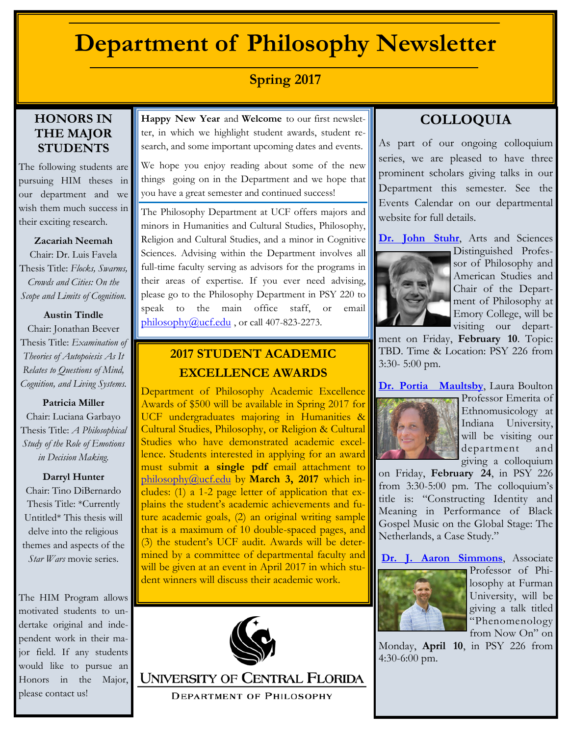# Department of Philosophy Newsletter

## Spring 2017

**Happy New Year** and **Welcome** to our first newsletter, in which we highlight student awards, student research, and some important upcoming dates and events.

We hope you enjoy reading about some of the new things going on in the Department and we hope that you have a great semester and continued success!

The Philosophy Department at UCF offers majors and minors in Humanities and Cultural Studies, Philosophy, Religion and Cultural Studies, and a minor in Cognitive Sciences. Advising within the Department involves all full-time faculty serving as advisors for the programs in their areas of expertise. If you ever need advising, please go to the Philosophy Department in PSY 220 to speak to the main office staff, or email philosophy@ucf.edu , or call 407-823-2273.

## HONORS IN THE MAJOR STUDENTS

The following students are pursuing HIM theses in our department and we wish them much success in their exciting research.

**Zacariah Neemah**
Chair: Dr. Luis Favela
Thesis Title: *Flocks, Swarms, Crowds and Cities: On the Scope and Limits of Cognition.*

**Austin Tindle**
Chair: Jonathan Beever
Thesis Title: *Examination of Theories of Autopoiesis As It Relates to Questions of Mind, Cognition, and Living Systems.*

**Patricia Miller**
Chair: Luciana Garbayo
Thesis Title: *A Philosophical Study of the Role of Emotions in Decision Making.*

**Darryl Hunter**
Chair: Tino DiBernardo
Thesis Title: *Currently Untitled* This thesis will delve into the religious themes and aspects of the *Star Wars* movie series.

The HIM Program allows motivated students to undertake original and independent work in their major field. If any students would like to pursue an Honors in the Major, please contact us!

## 2017 STUDENT ACADEMIC EXCELLENCE AWARDS

Department of Philosophy Academic Excellence Awards of $500 will be available in Spring 2017 for UCF undergraduates majoring in Humanities & Cultural Studies, Philosophy, or Religion & Cultural Studies who have demonstrated academic excellence. Students interested in applying for an award must submit **a single pdf** email attachment to philosophy@ucf.edu by **March 3, 2017** which includes: (1) a 1-2 page letter of application that explains the student's academic achievements and future academic goals, (2) an original writing sample that is a maximum of 10 double-spaced pages, and (3) the student's UCF audit. Awards will be determined by a committee of departmental faculty and will be given at an event in April 2017 in which student winners will discuss their academic work.

University of Central Florida
Department of Philosophy

## COLLOQUIA

As part of our ongoing colloquium series, we are pleased to have three prominent scholars giving talks in our Department this semester. See the Events Calendar on our departmental website for full details.

**Dr. John Stuhr**, Arts and Sciences Distinguished Professor of Philosophy and American Studies and Chair of the Department of Philosophy at Emory College, will be visiting our department on Friday, **February 10**. Topic: TBD. Time & Location: PSY 226 from 3:30- 5:00 pm.

**Dr. Portia Maultsby**, Laura Boulton Professor Emerita of Ethnomusicology at Indiana University, will be visiting our department and giving a colloquium on Friday, **February 24**, in PSY 226 from 3:30-5:00 pm. The colloquium's title is: "Constructing Identity and Meaning in Performance of Black Gospel Music on the Global Stage: The Netherlands, a Case Study."

**Dr. J. Aaron Simmons**, Associate Professor of Philosophy at Furman University, will be giving a talk titled "Phenomenology from Now On" on Monday, **April 10**, in PSY 226 from 4:30-6:00 pm.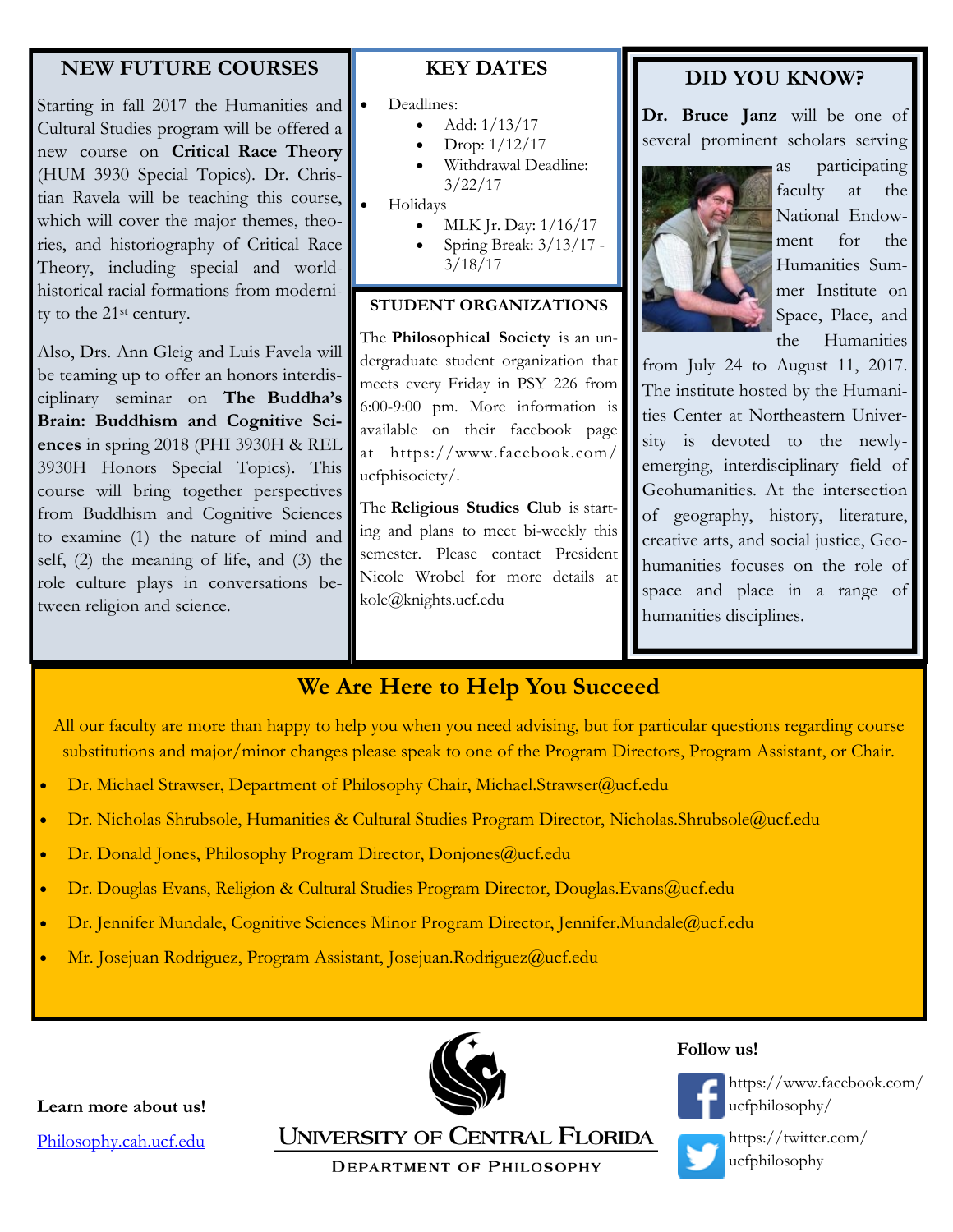## NEW FUTURE COURSES

Starting in fall 2017 the Humanities and Cultural Studies program will be offered a new course on **Critical Race Theory** (HUM 3930 Special Topics). Dr. Christian Ravela will be teaching this course, which will cover the major themes, theories, and historiography of Critical Race Theory, including special and world-historical racial formations from modernity to the 21st century.

Also, Drs. Ann Gleig and Luis Favela will be teaming up to offer an honors interdisciplinary seminar on **The Buddha's Brain: Buddhism and Cognitive Sciences** in spring 2018 (PHI 3930H & REL 3930H Honors Special Topics). This course will bring together perspectives from Buddhism and Cognitive Sciences to examine (1) the nature of mind and self, (2) the meaning of life, and (3) the role culture plays in conversations between religion and science.

## KEY DATES

- Deadlines:
  - Add: 1/13/17
  - Drop: 1/12/17
  - Withdrawal Deadline: 3/22/17
- Holidays
  - MLK Jr. Day: 1/16/17
  - Spring Break: 3/13/17 - 3/18/17

### STUDENT ORGANIZATIONS

The **Philosophical Society** is an undergraduate student organization that meets every Friday in PSY 226 from 6:00-9:00 pm. More information is available on their facebook page at https://www.facebook.com/ucfphisociety/.

The **Religious Studies Club** is starting and plans to meet bi-weekly this semester. Please contact President Nicole Wrobel for more details at kole@knights.ucf.edu

## DID YOU KNOW?

**Dr. Bruce Janz** will be one of several prominent scholars serving as participating faculty at the National Endowment for the Humanities Summer Institute on Space, Place, and the Humanities from July 24 to August 11, 2017. The institute hosted by the Humanities Center at Northeastern University is devoted to the newly-emerging, interdisciplinary field of Geohumanities. At the intersection of geography, history, literature, creative arts, and social justice, Geohumanities focuses on the role of space and place in a range of humanities disciplines.

## We Are Here to Help You Succeed

All our faculty are more than happy to help you when you need advising, but for particular questions regarding course substitutions and major/minor changes please speak to one of the Program Directors, Program Assistant, or Chair.

- Dr. Michael Strawser, Department of Philosophy Chair, Michael.Strawser@ucf.edu
- Dr. Nicholas Shrubsole, Humanities & Cultural Studies Program Director, Nicholas.Shrubsole@ucf.edu
- Dr. Donald Jones, Philosophy Program Director, Donjones@ucf.edu
- Dr. Douglas Evans, Religion & Cultural Studies Program Director, Douglas.Evans@ucf.edu
- Dr. Jennifer Mundale, Cognitive Sciences Minor Program Director, Jennifer.Mundale@ucf.edu
- Mr. Josejuan Rodriguez, Program Assistant, Josejuan.Rodriguez@ucf.edu

**Learn more about us!**

Philosophy.cah.ucf.edu

UNIVERSITY OF CENTRAL FLORIDA

DEPARTMENT OF PHILOSOPHY

**Follow us!**

https://www.facebook.com/ucfphilosophy/

https://twitter.com/ucfphilosophy